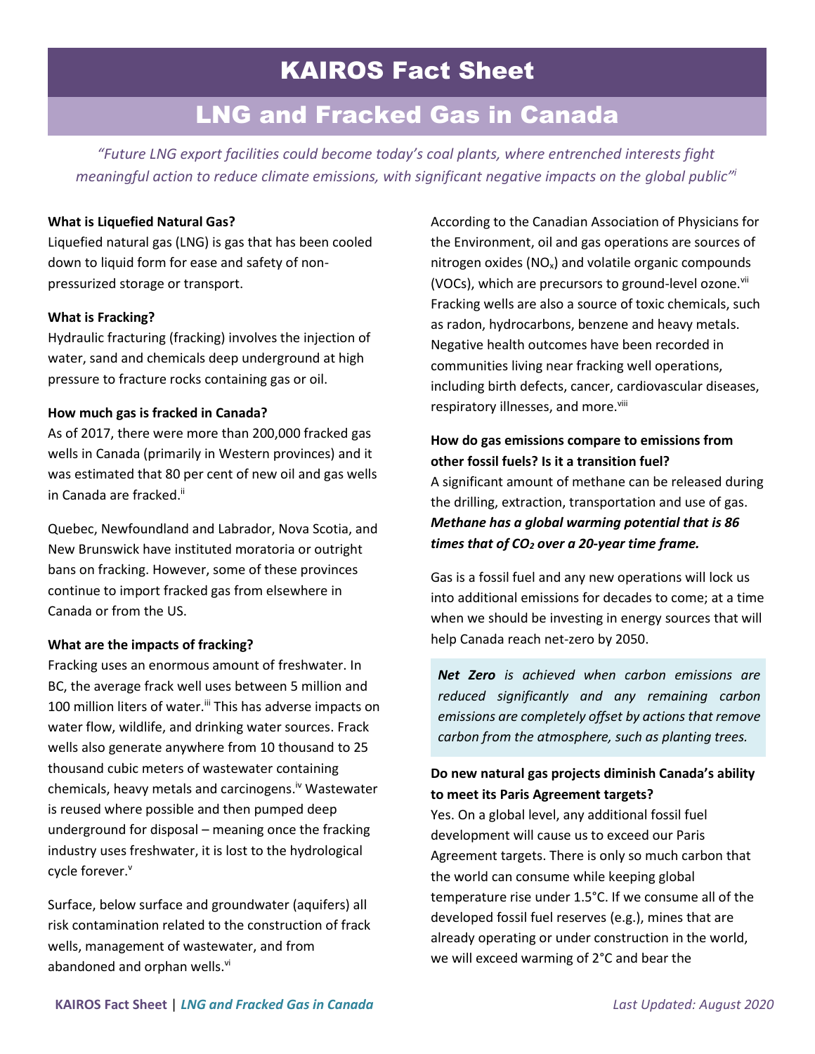# KAIROS Fact Sheet

## LNG and Fracked Gas in Canada

*"Future LNG export facilities could become today's coal plants, where entrenched interests fight meaningful action to reduce climate emissions, with significant negative impacts on the global public"*[i]

**What is Liquefied Natural Gas?**

Liquefied natural gas (LNG) is gas that has been cooled down to liquid form for ease and safety of non-pressurized storage or transport.

**What is Fracking?**

Hydraulic fracturing (fracking) involves the injection of water, sand and chemicals deep underground at high pressure to fracture rocks containing gas or oil.

**How much gas is fracked in Canada?**

As of 2017, there were more than 200,000 fracked gas wells in Canada (primarily in Western provinces) and it was estimated that 80 per cent of new oil and gas wells in Canada are fracked.[ii]

Quebec, Newfoundland and Labrador, Nova Scotia, and New Brunswick have instituted moratoria or outright bans on fracking. However, some of these provinces continue to import fracked gas from elsewhere in Canada or from the US.

**What are the impacts of fracking?**

Fracking uses an enormous amount of freshwater. In BC, the average frack well uses between 5 million and 100 million liters of water.[iii] This has adverse impacts on water flow, wildlife, and drinking water sources. Frack wells also generate anywhere from 10 thousand to 25 thousand cubic meters of wastewater containing chemicals, heavy metals and carcinogens.[iv] Wastewater is reused where possible and then pumped deep underground for disposal – meaning once the fracking industry uses freshwater, it is lost to the hydrological cycle forever.[v]

Surface, below surface and groundwater (aquifers) all risk contamination related to the construction of frack wells, management of wastewater, and from abandoned and orphan wells.[vi]

According to the Canadian Association of Physicians for the Environment, oil and gas operations are sources of nitrogen oxides ($NO_x$) and volatile organic compounds (VOCs), which are precursors to ground-level ozone.[vii] Fracking wells are also a source of toxic chemicals, such as radon, hydrocarbons, benzene and heavy metals. Negative health outcomes have been recorded in communities living near fracking well operations, including birth defects, cancer, cardiovascular diseases, respiratory illnesses, and more.[viii]

**How do gas emissions compare to emissions from other fossil fuels? Is it a transition fuel?**

A significant amount of methane can be released during the drilling, extraction, transportation and use of gas. ***Methane has a global warming potential that is 86 times that of $CO_2$ over a 20-year time frame.***

Gas is a fossil fuel and any new operations will lock us into additional emissions for decades to come; at a time when we should be investing in energy sources that will help Canada reach net-zero by 2050.

> ***Net Zero*** *is achieved when carbon emissions are reduced significantly and any remaining carbon emissions are completely offset by actions that remove carbon from the atmosphere, such as planting trees.*

**Do new natural gas projects diminish Canada's ability to meet its Paris Agreement targets?**

Yes. On a global level, any additional fossil fuel development will cause us to exceed our Paris Agreement targets. There is only so much carbon that the world can consume while keeping global temperature rise under 1.5°C. If we consume all of the developed fossil fuel reserves (e.g.), mines that are already operating or under construction in the world, we will exceed warming of 2°C and bear the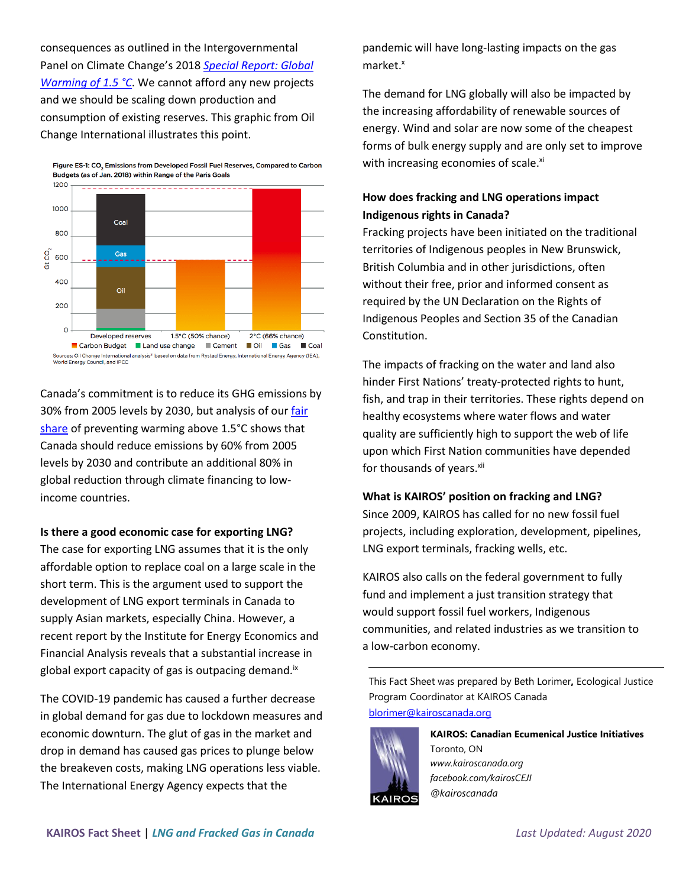consequences as outlined in the Intergovernmental Panel on Climate Change's 2018 *Special Report: Global Warming of 1.5 °C*. We cannot afford any new projects and we should be scaling down production and consumption of existing reserves. This graphic from Oil Change International illustrates this point.

Figure ES-1: $CO_2$ Emissions from Developed Fossil Fuel Reserves, Compared to Carbon Budgets (as of Jan. 2018) within Range of the Paris Goals

Sources: Oil Change International analysis based on data from Rystad Energy, International Energy Agency (IEA), World Energy Council, and IPCC

Canada's commitment is to reduce its GHG emissions by 30% from 2005 levels by 2030, but analysis of our fair share of preventing warming above 1.5°C shows that Canada should reduce emissions by 60% from 2005 levels by 2030 and contribute an additional 80% in global reduction through climate financing to low-income countries.

**Is there a good economic case for exporting LNG?**

The case for exporting LNG assumes that it is the only affordable option to replace coal on a large scale in the short term. This is the argument used to support the development of LNG export terminals in Canada to supply Asian markets, especially China. However, a recent report by the Institute for Energy Economics and Financial Analysis reveals that a substantial increase in global export capacity of gas is outpacing demand.[ix]

The COVID-19 pandemic has caused a further decrease in global demand for gas due to lockdown measures and economic downturn. The glut of gas in the market and drop in demand has caused gas prices to plunge below the breakeven costs, making LNG operations less viable. The International Energy Agency expects that the pandemic will have long-lasting impacts on the gas market.[x]

The demand for LNG globally will also be impacted by the increasing affordability of renewable sources of energy. Wind and solar are now some of the cheapest forms of bulk energy supply and are only set to improve with increasing economies of scale.[xi]

**How does fracking and LNG operations impact Indigenous rights in Canada?**

Fracking projects have been initiated on the traditional territories of Indigenous peoples in New Brunswick, British Columbia and in other jurisdictions, often without their free, prior and informed consent as required by the UN Declaration on the Rights of Indigenous Peoples and Section 35 of the Canadian Constitution.

The impacts of fracking on the water and land also hinder First Nations' treaty-protected rights to hunt, fish, and trap in their territories. These rights depend on healthy ecosystems where water flows and water quality are sufficiently high to support the web of life upon which First Nation communities have depended for thousands of years.[xii]

**What is KAIROS' position on fracking and LNG?**

Since 2009, KAIROS has called for no new fossil fuel projects, including exploration, development, pipelines, LNG export terminals, fracking wells, etc.

KAIROS also calls on the federal government to fully fund and implement a just transition strategy that would support fossil fuel workers, Indigenous communities, and related industries as we transition to a low-carbon economy.

---

This Fact Sheet was prepared by Beth Lorimer**,** Ecological Justice Program Coordinator at KAIROS Canada
blorimer@kairoscanada.org

**KAIROS: Canadian Ecumenical Justice Initiatives**
Toronto, ON
*www.kairoscanada.org*
*facebook.com/kairosCEJI*
*@kairoscanada*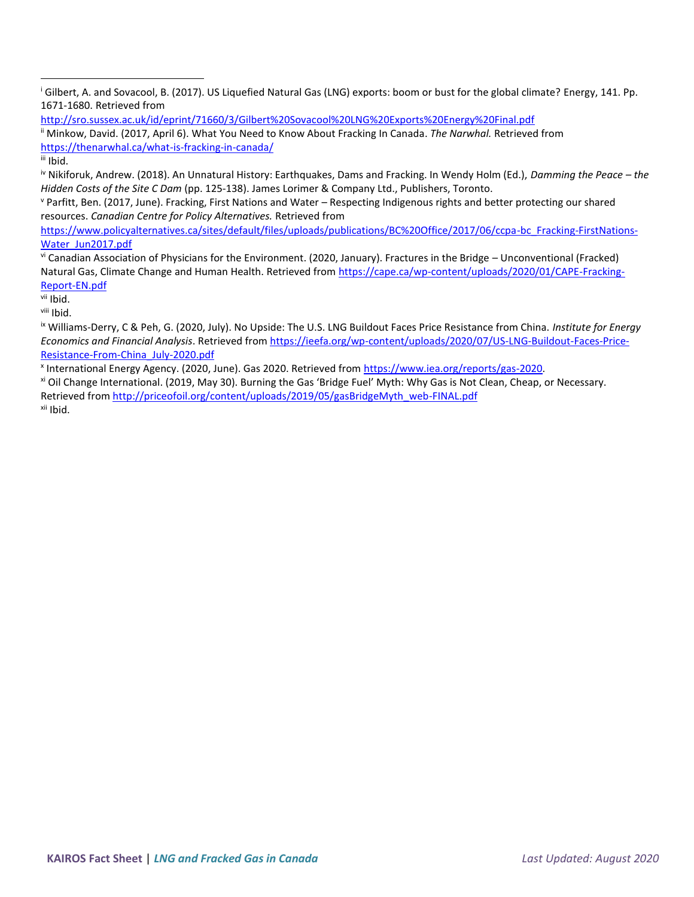[i] Gilbert, A. and Sovacool, B. (2017). US Liquefied Natural Gas (LNG) exports: boom or bust for the global climate? Energy, 141. Pp. 1671-1680. Retrieved from http://sro.sussex.ac.uk/id/eprint/71660/3/Gilbert%20Sovacool%20LNG%20Exports%20Energy%20Final.pdf

[ii] Minkow, David. (2017, April 6). What You Need to Know About Fracking In Canada. *The Narwhal.* Retrieved from https://thenarwhal.ca/what-is-fracking-in-canada/

[iii] Ibid.

[iv] Nikiforuk, Andrew. (2018). An Unnatural History: Earthquakes, Dams and Fracking. In Wendy Holm (Ed.), *Damming the Peace – the Hidden Costs of the Site C Dam* (pp. 125-138). James Lorimer & Company Ltd., Publishers, Toronto.

[v] Parfitt, Ben. (2017, June). Fracking, First Nations and Water – Respecting Indigenous rights and better protecting our shared resources. *Canadian Centre for Policy Alternatives.* Retrieved from https://www.policyalternatives.ca/sites/default/files/uploads/publications/BC%20Office/2017/06/ccpa-bc_Fracking-FirstNations-Water_Jun2017.pdf

[vi] Canadian Association of Physicians for the Environment. (2020, January). Fractures in the Bridge – Unconventional (Fracked) Natural Gas, Climate Change and Human Health. Retrieved from https://cape.ca/wp-content/uploads/2020/01/CAPE-Fracking-Report-EN.pdf

[vii] Ibid.

[viii] Ibid.

[ix] Williams-Derry, C & Peh, G. (2020, July). No Upside: The U.S. LNG Buildout Faces Price Resistance from China. *Institute for Energy Economics and Financial Analysis*. Retrieved from https://ieefa.org/wp-content/uploads/2020/07/US-LNG-Buildout-Faces-Price-Resistance-From-China_July-2020.pdf

[x] International Energy Agency. (2020, June). Gas 2020. Retrieved from https://www.iea.org/reports/gas-2020.

[xi] Oil Change International. (2019, May 30). Burning the Gas 'Bridge Fuel' Myth: Why Gas is Not Clean, Cheap, or Necessary. Retrieved from http://priceofoil.org/content/uploads/2019/05/gasBridgeMyth_web-FINAL.pdf

[xii] Ibid.